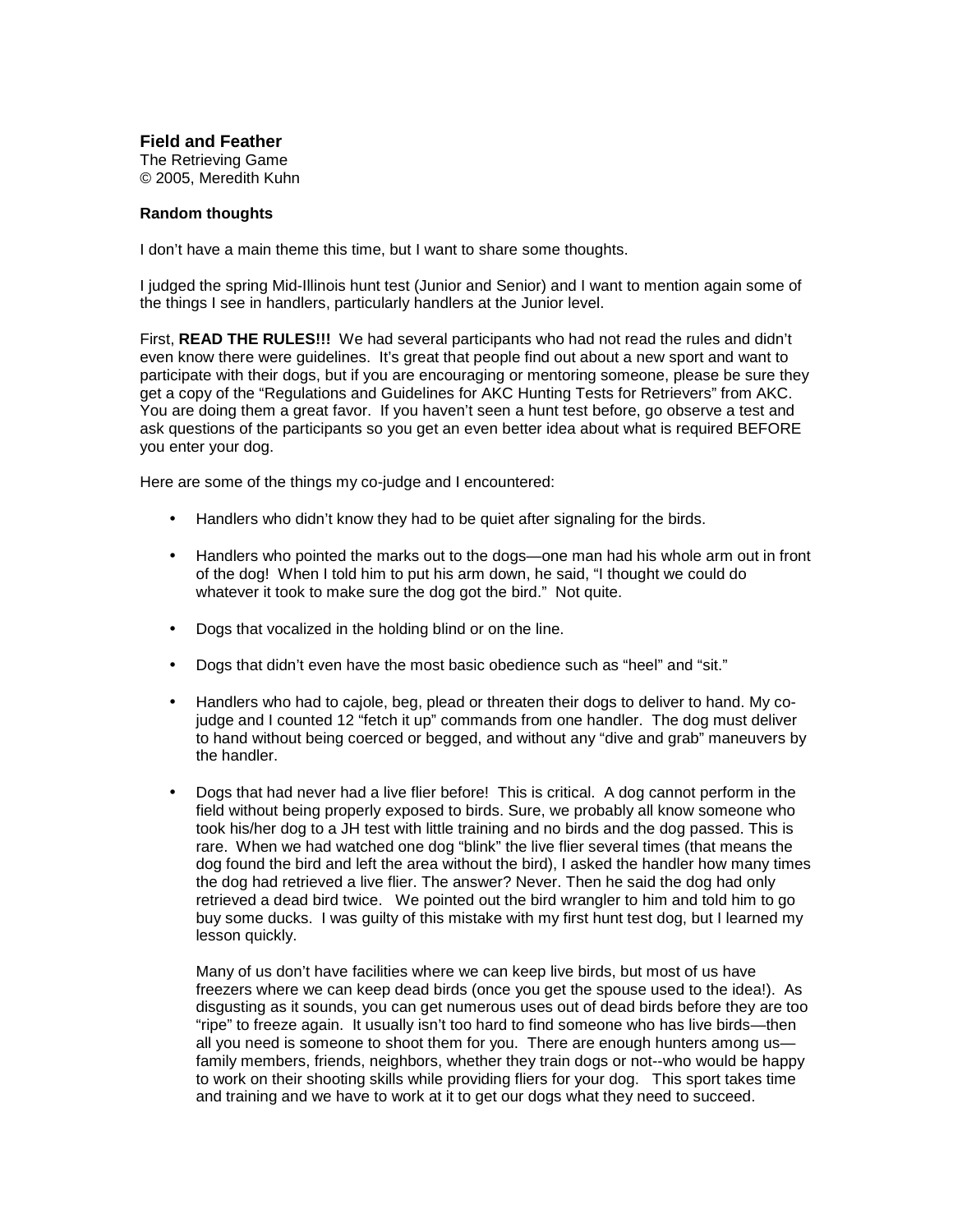## Field and Feather

The Retrieving Game
© 2005, Meredith Kuhn

### Random thoughts

I don't have a main theme this time, but I want to share some thoughts.

I judged the spring Mid-Illinois hunt test (Junior and Senior) and I want to mention again some of the things I see in handlers, particularly handlers at the Junior level.

First, **READ THE RULES!!!** We had several participants who had not read the rules and didn't even know there were guidelines. It's great that people find out about a new sport and want to participate with their dogs, but if you are encouraging or mentoring someone, please be sure they get a copy of the "Regulations and Guidelines for AKC Hunting Tests for Retrievers" from AKC. You are doing them a great favor. If you haven't seen a hunt test before, go observe a test and ask questions of the participants so you get an even better idea about what is required BEFORE you enter your dog.

Here are some of the things my co-judge and I encountered:

- Handlers who didn't know they had to be quiet after signaling for the birds.
- Handlers who pointed the marks out to the dogs—one man had his whole arm out in front of the dog! When I told him to put his arm down, he said, "I thought we could do whatever it took to make sure the dog got the bird." Not quite.
- Dogs that vocalized in the holding blind or on the line.
- Dogs that didn't even have the most basic obedience such as "heel" and "sit."
- Handlers who had to cajole, beg, plead or threaten their dogs to deliver to hand. My co-judge and I counted 12 "fetch it up" commands from one handler. The dog must deliver to hand without being coerced or begged, and without any "dive and grab" maneuvers by the handler.
- Dogs that had never had a live flier before! This is critical. A dog cannot perform in the field without being properly exposed to birds. Sure, we probably all know someone who took his/her dog to a JH test with little training and no birds and the dog passed. This is rare. When we had watched one dog "blink" the live flier several times (that means the dog found the bird and left the area without the bird), I asked the handler how many times the dog had retrieved a live flier. The answer? Never. Then he said the dog had only retrieved a dead bird twice. We pointed out the bird wrangler to him and told him to go buy some ducks. I was guilty of this mistake with my first hunt test dog, but I learned my lesson quickly.

  Many of us don't have facilities where we can keep live birds, but most of us have freezers where we can keep dead birds (once you get the spouse used to the idea!). As disgusting as it sounds, you can get numerous uses out of dead birds before they are too "ripe" to freeze again. It usually isn't too hard to find someone who has live birds—then all you need is someone to shoot them for you. There are enough hunters among us—family members, friends, neighbors, whether they train dogs or not--who would be happy to work on their shooting skills while providing fliers for your dog. This sport takes time and training and we have to work at it to get our dogs what they need to succeed.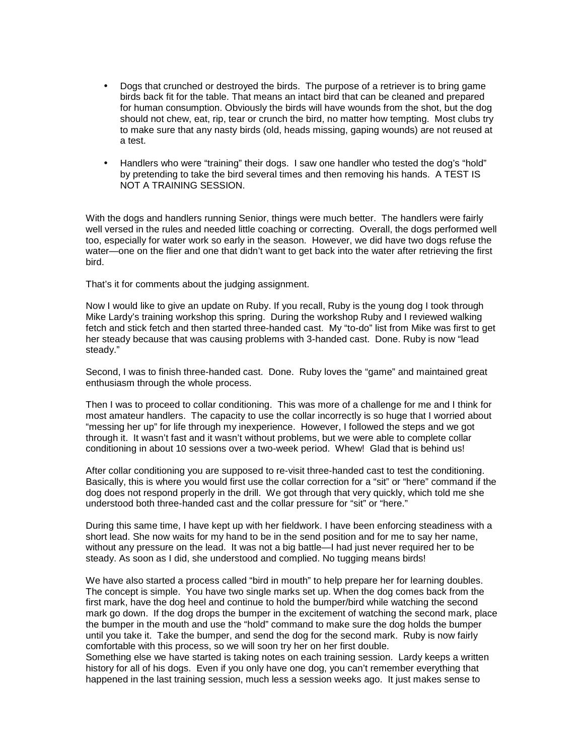- Dogs that crunched or destroyed the birds. The purpose of a retriever is to bring game birds back fit for the table. That means an intact bird that can be cleaned and prepared for human consumption. Obviously the birds will have wounds from the shot, but the dog should not chew, eat, rip, tear or crunch the bird, no matter how tempting. Most clubs try to make sure that any nasty birds (old, heads missing, gaping wounds) are not reused at a test.

- Handlers who were "training" their dogs. I saw one handler who tested the dog's "hold" by pretending to take the bird several times and then removing his hands. A TEST IS NOT A TRAINING SESSION.

With the dogs and handlers running Senior, things were much better. The handlers were fairly well versed in the rules and needed little coaching or correcting. Overall, the dogs performed well too, especially for water work so early in the season. However, we did have two dogs refuse the water—one on the flier and one that didn't want to get back into the water after retrieving the first bird.

That's it for comments about the judging assignment.

Now I would like to give an update on Ruby. If you recall, Ruby is the young dog I took through Mike Lardy's training workshop this spring. During the workshop Ruby and I reviewed walking fetch and stick fetch and then started three-handed cast. My "to-do" list from Mike was first to get her steady because that was causing problems with 3-handed cast. Done. Ruby is now "lead steady."

Second, I was to finish three-handed cast. Done. Ruby loves the "game" and maintained great enthusiasm through the whole process.

Then I was to proceed to collar conditioning. This was more of a challenge for me and I think for most amateur handlers. The capacity to use the collar incorrectly is so huge that I worried about "messing her up" for life through my inexperience. However, I followed the steps and we got through it. It wasn't fast and it wasn't without problems, but we were able to complete collar conditioning in about 10 sessions over a two-week period. Whew! Glad that is behind us!

After collar conditioning you are supposed to re-visit three-handed cast to test the conditioning. Basically, this is where you would first use the collar correction for a "sit" or "here" command if the dog does not respond properly in the drill. We got through that very quickly, which told me she understood both three-handed cast and the collar pressure for "sit" or "here."

During this same time, I have kept up with her fieldwork. I have been enforcing steadiness with a short lead. She now waits for my hand to be in the send position and for me to say her name, without any pressure on the lead. It was not a big battle—I had just never required her to be steady. As soon as I did, she understood and complied. No tugging means birds!

We have also started a process called "bird in mouth" to help prepare her for learning doubles. The concept is simple. You have two single marks set up. When the dog comes back from the first mark, have the dog heel and continue to hold the bumper/bird while watching the second mark go down. If the dog drops the bumper in the excitement of watching the second mark, place the bumper in the mouth and use the "hold" command to make sure the dog holds the bumper until you take it. Take the bumper, and send the dog for the second mark. Ruby is now fairly comfortable with this process, so we will soon try her on her first double.

Something else we have started is taking notes on each training session. Lardy keeps a written history for all of his dogs. Even if you only have one dog, you can't remember everything that happened in the last training session, much less a session weeks ago. It just makes sense to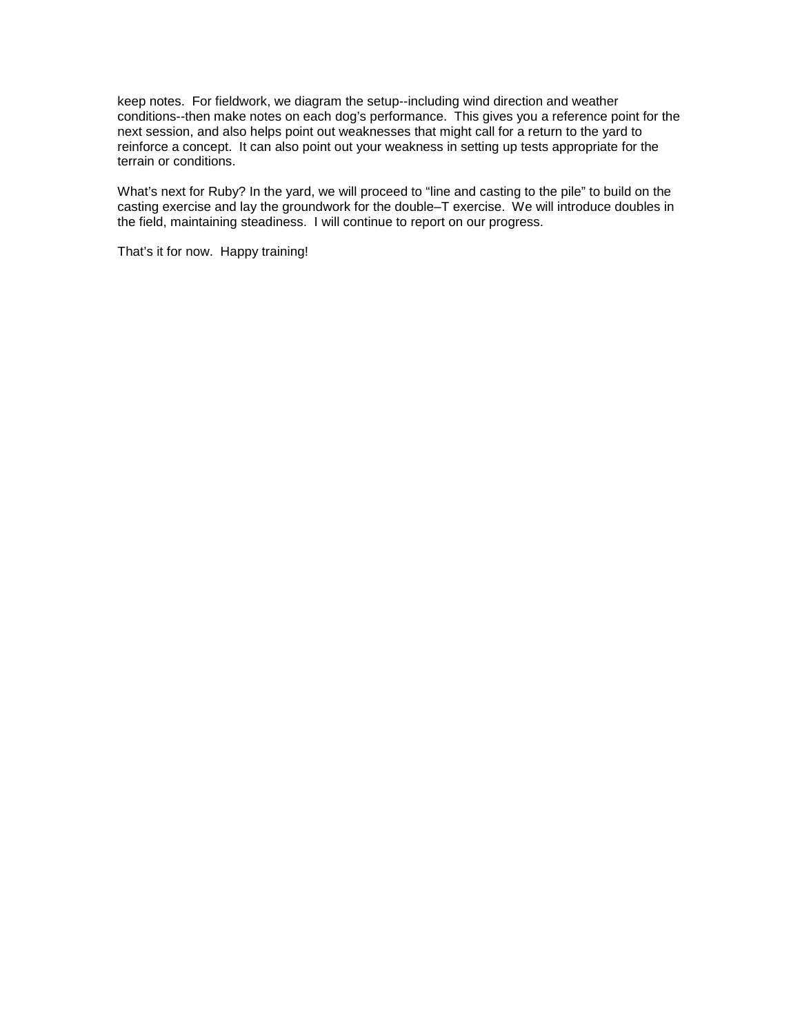keep notes. For fieldwork, we diagram the setup--including wind direction and weather conditions--then make notes on each dog's performance. This gives you a reference point for the next session, and also helps point out weaknesses that might call for a return to the yard to reinforce a concept. It can also point out your weakness in setting up tests appropriate for the terrain or conditions.

What's next for Ruby? In the yard, we will proceed to "line and casting to the pile" to build on the casting exercise and lay the groundwork for the double–T exercise. We will introduce doubles in the field, maintaining steadiness. I will continue to report on our progress.

That's it for now. Happy training!